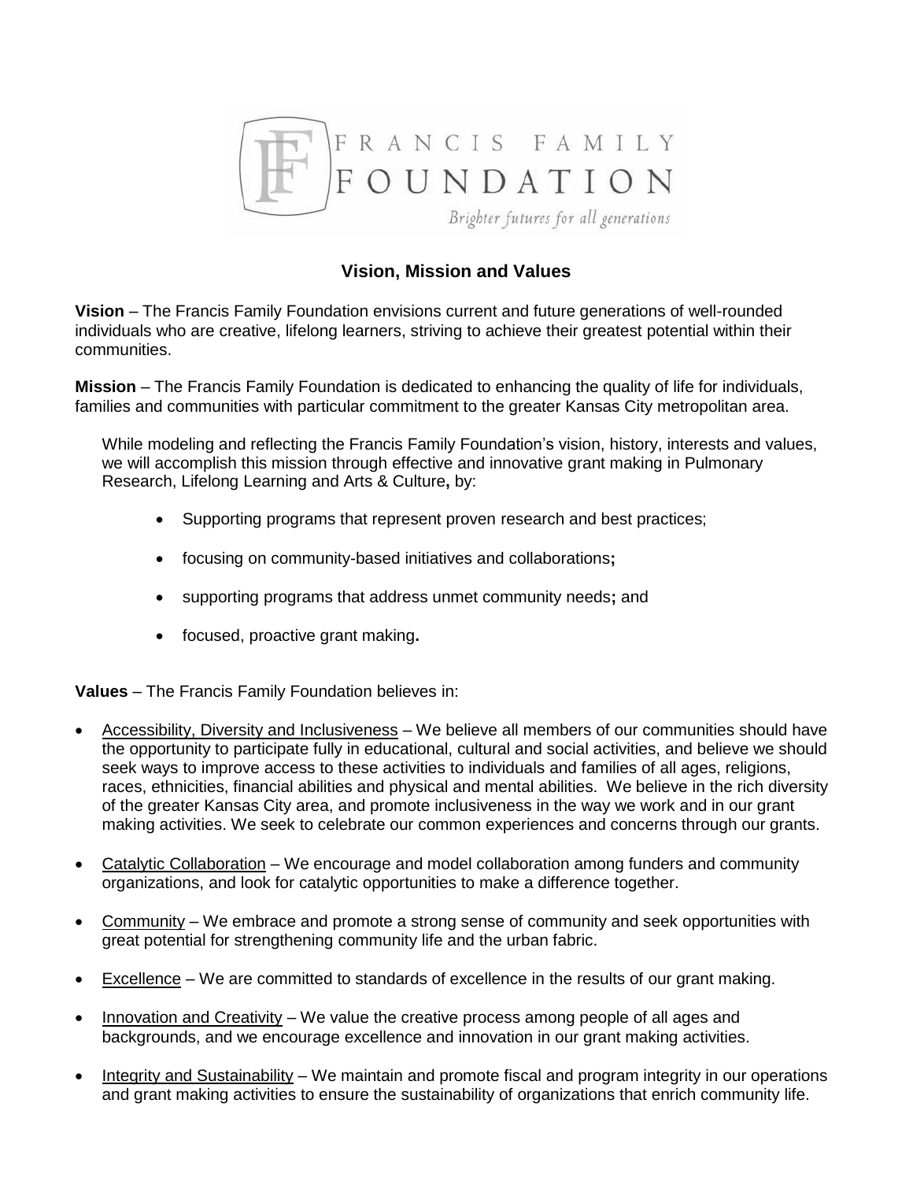FRANCIS FAMILY FOUNDATION

*Brighter futures for all generations*

## Vision, Mission and Values

**Vision** – The Francis Family Foundation envisions current and future generations of well-rounded individuals who are creative, lifelong learners, striving to achieve their greatest potential within their communities.

**Mission** – The Francis Family Foundation is dedicated to enhancing the quality of life for individuals, families and communities with particular commitment to the greater Kansas City metropolitan area.

While modeling and reflecting the Francis Family Foundation's vision, history, interests and values, we will accomplish this mission through effective and innovative grant making in Pulmonary Research, Lifelong Learning and Arts & Culture**,** by:

- Supporting programs that represent proven research and best practices;
- focusing on community-based initiatives and collaborations**;**
- supporting programs that address unmet community needs**;** and
- focused, proactive grant making**.**

**Values** – The Francis Family Foundation believes in:

- Accessibility, Diversity and Inclusiveness – We believe all members of our communities should have the opportunity to participate fully in educational, cultural and social activities, and believe we should seek ways to improve access to these activities to individuals and families of all ages, religions, races, ethnicities, financial abilities and physical and mental abilities. We believe in the rich diversity of the greater Kansas City area, and promote inclusiveness in the way we work and in our grant making activities. We seek to celebrate our common experiences and concerns through our grants.
- Catalytic Collaboration – We encourage and model collaboration among funders and community organizations, and look for catalytic opportunities to make a difference together.
- Community – We embrace and promote a strong sense of community and seek opportunities with great potential for strengthening community life and the urban fabric.
- Excellence – We are committed to standards of excellence in the results of our grant making.
- Innovation and Creativity – We value the creative process among people of all ages and backgrounds, and we encourage excellence and innovation in our grant making activities.
- Integrity and Sustainability – We maintain and promote fiscal and program integrity in our operations and grant making activities to ensure the sustainability of organizations that enrich community life.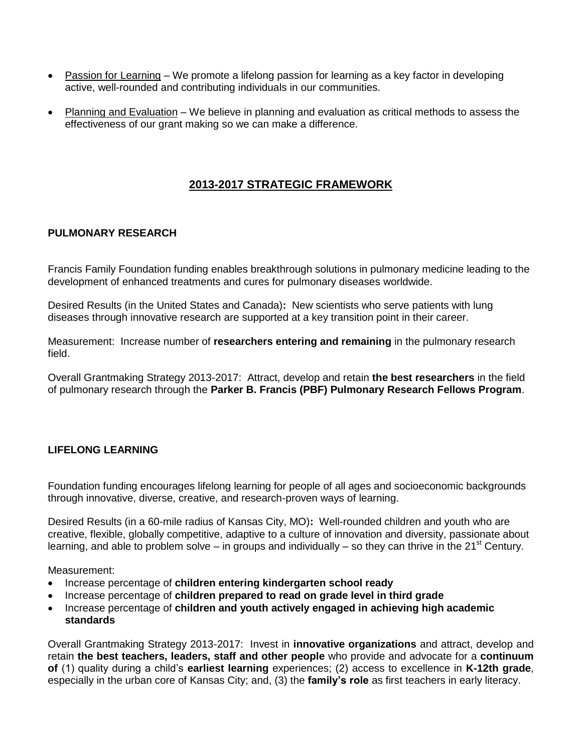- Passion for Learning – We promote a lifelong passion for learning as a key factor in developing active, well-rounded and contributing individuals in our communities.
- Planning and Evaluation – We believe in planning and evaluation as critical methods to assess the effectiveness of our grant making so we can make a difference.

## 2013-2017 STRATEGIC FRAMEWORK

### PULMONARY RESEARCH

Francis Family Foundation funding enables breakthrough solutions in pulmonary medicine leading to the development of enhanced treatments and cures for pulmonary diseases worldwide.

Desired Results (in the United States and Canada)**:** New scientists who serve patients with lung diseases through innovative research are supported at a key transition point in their career.

Measurement: Increase number of **researchers entering and remaining** in the pulmonary research field.

Overall Grantmaking Strategy 2013-2017: Attract, develop and retain **the best researchers** in the field of pulmonary research through the **Parker B. Francis (PBF) Pulmonary Research Fellows Program**.

### LIFELONG LEARNING

Foundation funding encourages lifelong learning for people of all ages and socioeconomic backgrounds through innovative, diverse, creative, and research-proven ways of learning.

Desired Results (in a 60-mile radius of Kansas City, MO)**:** Well-rounded children and youth who are creative, flexible, globally competitive, adaptive to a culture of innovation and diversity, passionate about learning, and able to problem solve – in groups and individually – so they can thrive in the 21st Century.

Measurement:

- Increase percentage of **children entering kindergarten school ready**
- Increase percentage of **children prepared to read on grade level in third grade**
- Increase percentage of **children and youth actively engaged in achieving high academic standards**

Overall Grantmaking Strategy 2013-2017: Invest in **innovative organizations** and attract, develop and retain **the best teachers, leaders, staff and other people** who provide and advocate for a **continuum of** (1) quality during a child's **earliest learning** experiences; (2) access to excellence in **K-12th grade**, especially in the urban core of Kansas City; and, (3) the **family's role** as first teachers in early literacy.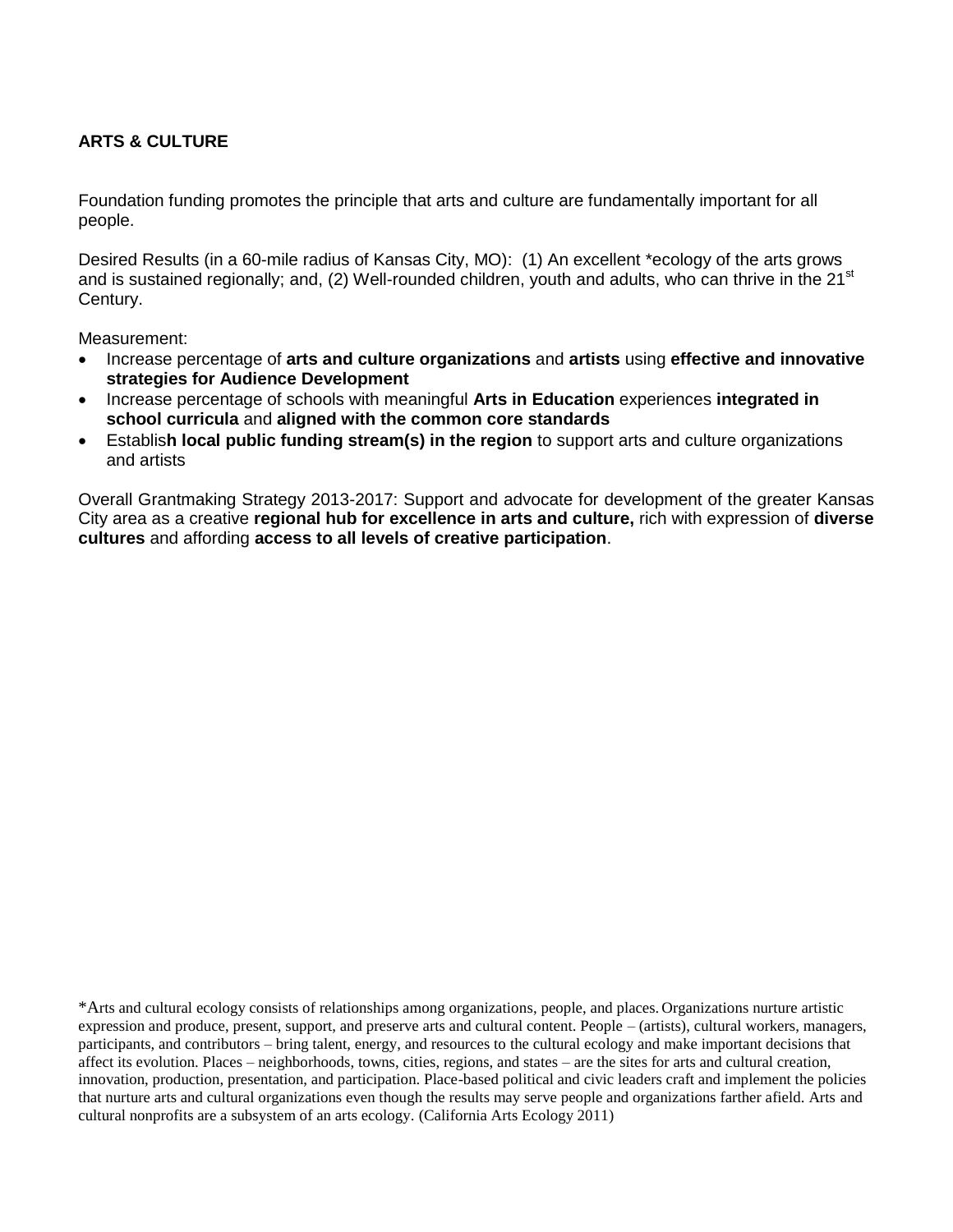## ARTS & CULTURE

Foundation funding promotes the principle that arts and culture are fundamentally important for all people.

Desired Results (in a 60-mile radius of Kansas City, MO): (1) An excellent *ecology of the arts grows and is sustained regionally; and, (2) Well-rounded children, youth and adults, who can thrive in the 21st Century.

Measurement:

- Increase percentage of **arts and culture organizations** and **artists** using **effective and innovative strategies for Audience Development**
- Increase percentage of schools with meaningful **Arts in Education** experiences **integrated in school curricula** and **aligned with the common core standards**
- Establis**h local public funding stream(s) in the region** to support arts and culture organizations and artists

Overall Grantmaking Strategy 2013-2017: Support and advocate for development of the greater Kansas City area as a creative **regional hub for excellence in arts and culture,** rich with expression of **diverse cultures** and affording **access to all levels of creative participation**.

*Arts and cultural ecology consists of relationships among organizations, people, and places. Organizations nurture artistic expression and produce, present, support, and preserve arts and cultural content. People – (artists), cultural workers, managers, participants, and contributors – bring talent, energy, and resources to the cultural ecology and make important decisions that affect its evolution. Places – neighborhoods, towns, cities, regions, and states – are the sites for arts and cultural creation, innovation, production, presentation, and participation. Place-based political and civic leaders craft and implement the policies that nurture arts and cultural organizations even though the results may serve people and organizations farther afield. Arts and cultural nonprofits are a subsystem of an arts ecology. (California Arts Ecology 2011)